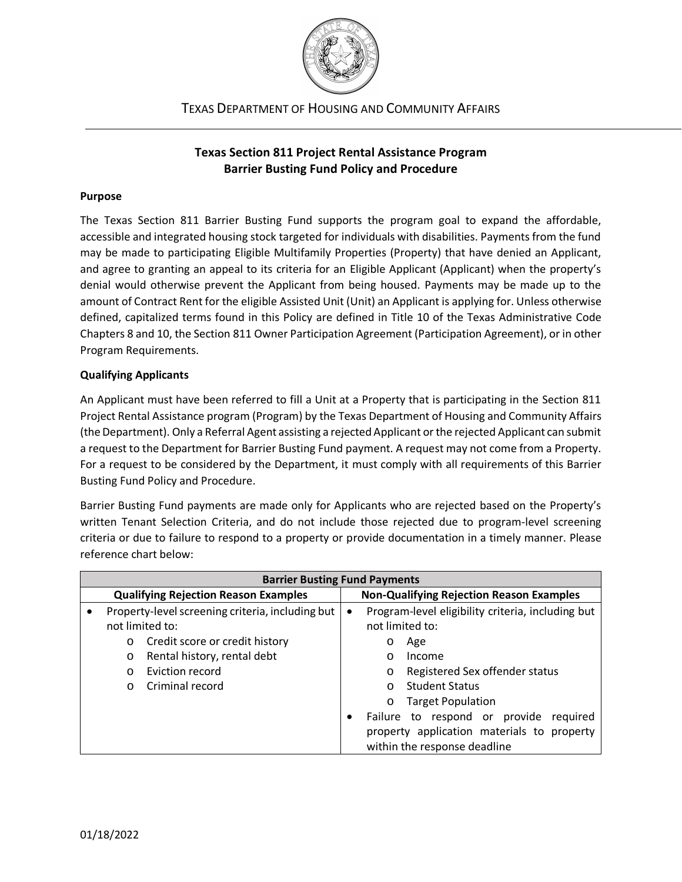TEXAS DEPARTMENT OF HOUSING AND COMMUNITY AFFAIRS

# Texas Section 811 Project Rental Assistance Program
# Barrier Busting Fund Policy and Procedure

## Purpose

The Texas Section 811 Barrier Busting Fund supports the program goal to expand the affordable, accessible and integrated housing stock targeted for individuals with disabilities. Payments from the fund may be made to participating Eligible Multifamily Properties (Property) that have denied an Applicant, and agree to granting an appeal to its criteria for an Eligible Applicant (Applicant) when the property's denial would otherwise prevent the Applicant from being housed. Payments may be made up to the amount of Contract Rent for the eligible Assisted Unit (Unit) an Applicant is applying for. Unless otherwise defined, capitalized terms found in this Policy are defined in Title 10 of the Texas Administrative Code Chapters 8 and 10, the Section 811 Owner Participation Agreement (Participation Agreement), or in other Program Requirements.

## Qualifying Applicants

An Applicant must have been referred to fill a Unit at a Property that is participating in the Section 811 Project Rental Assistance program (Program) by the Texas Department of Housing and Community Affairs (the Department). Only a Referral Agent assisting a rejected Applicant or the rejected Applicant can submit a request to the Department for Barrier Busting Fund payment. A request may not come from a Property. For a request to be considered by the Department, it must comply with all requirements of this Barrier Busting Fund Policy and Procedure.

Barrier Busting Fund payments are made only for Applicants who are rejected based on the Property's written Tenant Selection Criteria, and do not include those rejected due to program-level screening criteria or due to failure to respond to a property or provide documentation in a timely manner. Please reference chart below:

| Barrier Busting Fund Payments | |
|---|---|
| **Qualifying Rejection Reason Examples** | **Non-Qualifying Rejection Reason Examples** |
| • Property-level screening criteria, including but not limited to:<br>o Credit score or credit history<br>o Rental history, rental debt<br>o Eviction record<br>o Criminal record | • Program-level eligibility criteria, including but not limited to:<br>o Age<br>o Income<br>o Registered Sex offender status<br>o Student Status<br>o Target Population<br>• Failure to respond or provide required property application materials to property within the response deadline |

01/18/2022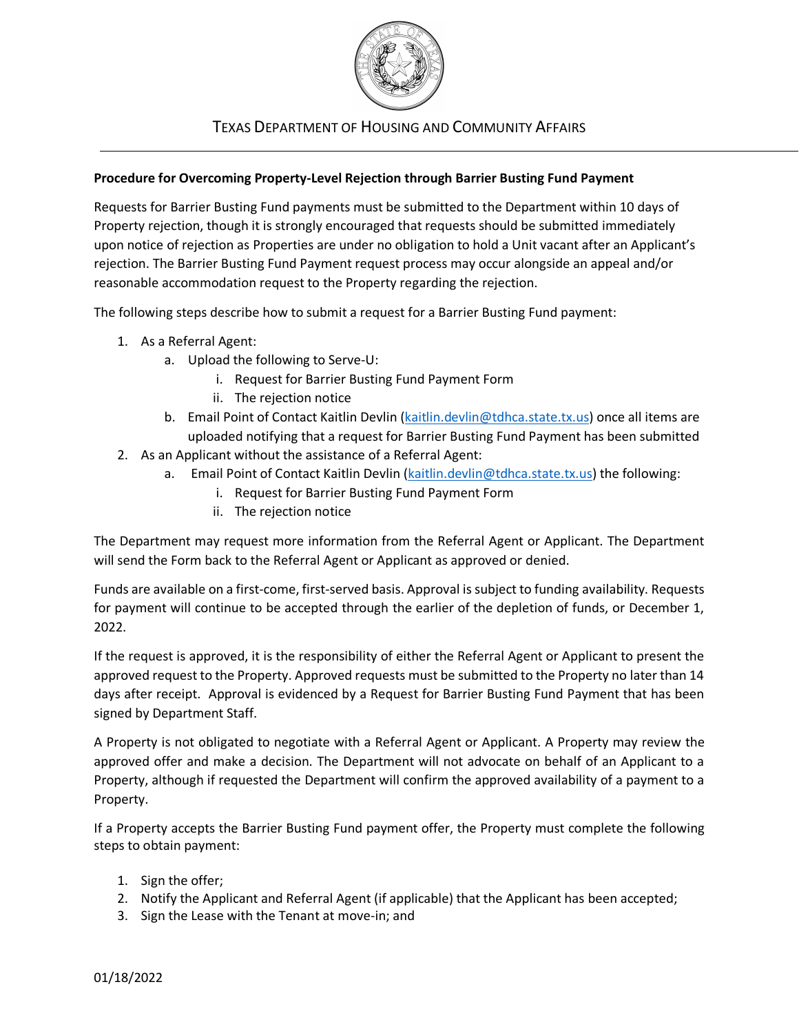TEXAS DEPARTMENT OF HOUSING AND COMMUNITY AFFAIRS

**Procedure for Overcoming Property-Level Rejection through Barrier Busting Fund Payment**

Requests for Barrier Busting Fund payments must be submitted to the Department within 10 days of Property rejection, though it is strongly encouraged that requests should be submitted immediately upon notice of rejection as Properties are under no obligation to hold a Unit vacant after an Applicant's rejection. The Barrier Busting Fund Payment request process may occur alongside an appeal and/or reasonable accommodation request to the Property regarding the rejection.

The following steps describe how to submit a request for a Barrier Busting Fund payment:

1. As a Referral Agent:
   a. Upload the following to Serve-U:
      i. Request for Barrier Busting Fund Payment Form
      ii. The rejection notice
   b. Email Point of Contact Kaitlin Devlin (kaitlin.devlin@tdhca.state.tx.us) once all items are uploaded notifying that a request for Barrier Busting Fund Payment has been submitted
2. As an Applicant without the assistance of a Referral Agent:
   a. Email Point of Contact Kaitlin Devlin (kaitlin.devlin@tdhca.state.tx.us) the following:
      i. Request for Barrier Busting Fund Payment Form
      ii. The rejection notice

The Department may request more information from the Referral Agent or Applicant. The Department will send the Form back to the Referral Agent or Applicant as approved or denied.

Funds are available on a first-come, first-served basis. Approval is subject to funding availability. Requests for payment will continue to be accepted through the earlier of the depletion of funds, or December 1, 2022.

If the request is approved, it is the responsibility of either the Referral Agent or Applicant to present the approved request to the Property. Approved requests must be submitted to the Property no later than 14 days after receipt. Approval is evidenced by a Request for Barrier Busting Fund Payment that has been signed by Department Staff.

A Property is not obligated to negotiate with a Referral Agent or Applicant. A Property may review the approved offer and make a decision. The Department will not advocate on behalf of an Applicant to a Property, although if requested the Department will confirm the approved availability of a payment to a Property.

If a Property accepts the Barrier Busting Fund payment offer, the Property must complete the following steps to obtain payment:

1. Sign the offer;
2. Notify the Applicant and Referral Agent (if applicable) that the Applicant has been accepted;
3. Sign the Lease with the Tenant at move-in; and

01/18/2022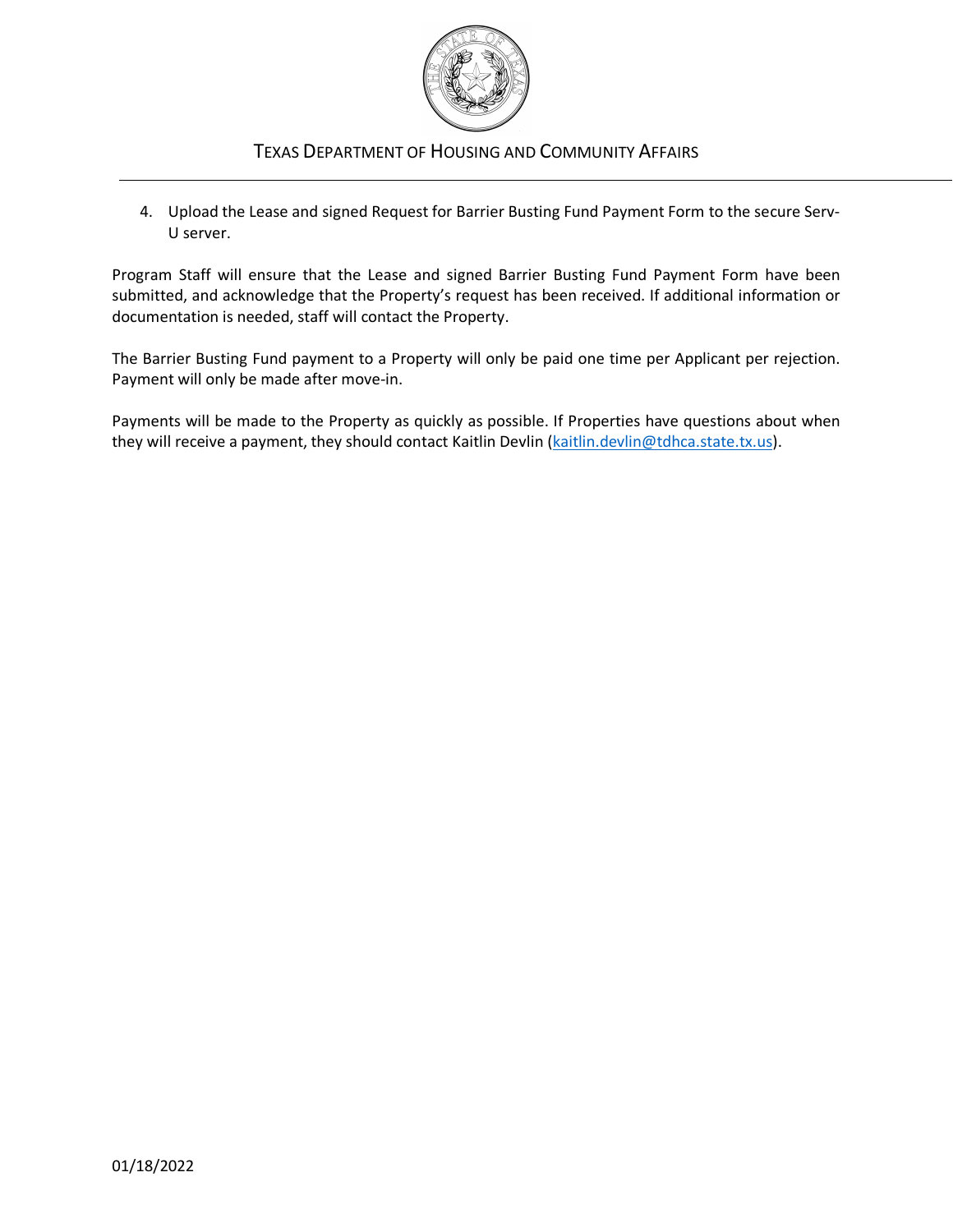4. Upload the Lease and signed Request for Barrier Busting Fund Payment Form to the secure Serv-U server.

Program Staff will ensure that the Lease and signed Barrier Busting Fund Payment Form have been submitted, and acknowledge that the Property's request has been received. If additional information or documentation is needed, staff will contact the Property.

The Barrier Busting Fund payment to a Property will only be paid one time per Applicant per rejection. Payment will only be made after move-in.

Payments will be made to the Property as quickly as possible. If Properties have questions about when they will receive a payment, they should contact Kaitlin Devlin (kaitlin.devlin@tdhca.state.tx.us).

01/18/2022